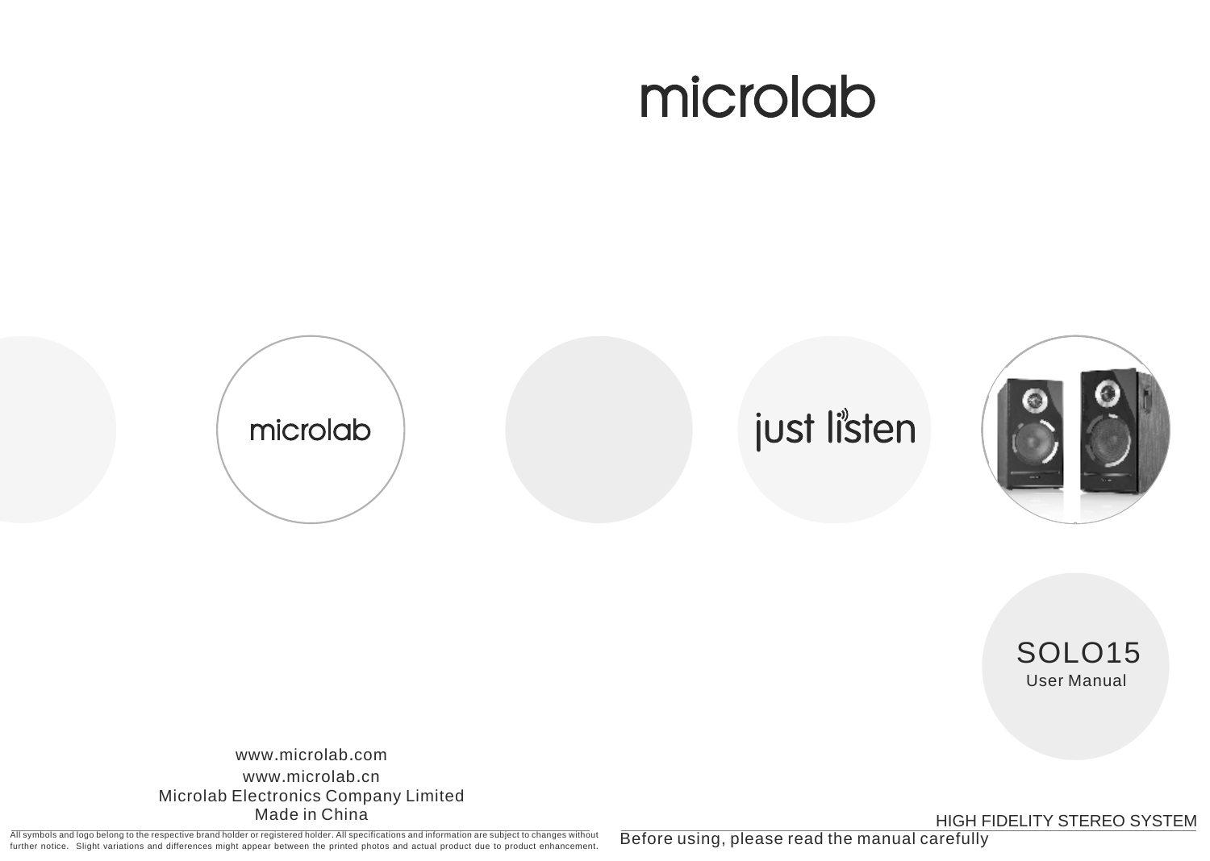microlab

microlab

just listen

# SOLO15

User Manual

www.microlab.com

www.microlab.cn

Microlab Electronics Company Limited

Made in China

HIGH FIDELITY STEREO SYSTEM

Before using, please read the manual carefully

All symbols and logo belong to the respective brand holder or registered holder. All specifications and information are subject to changes without further notice. Slight variations and differences might appear between the printed photos and actual product due to product enhancement.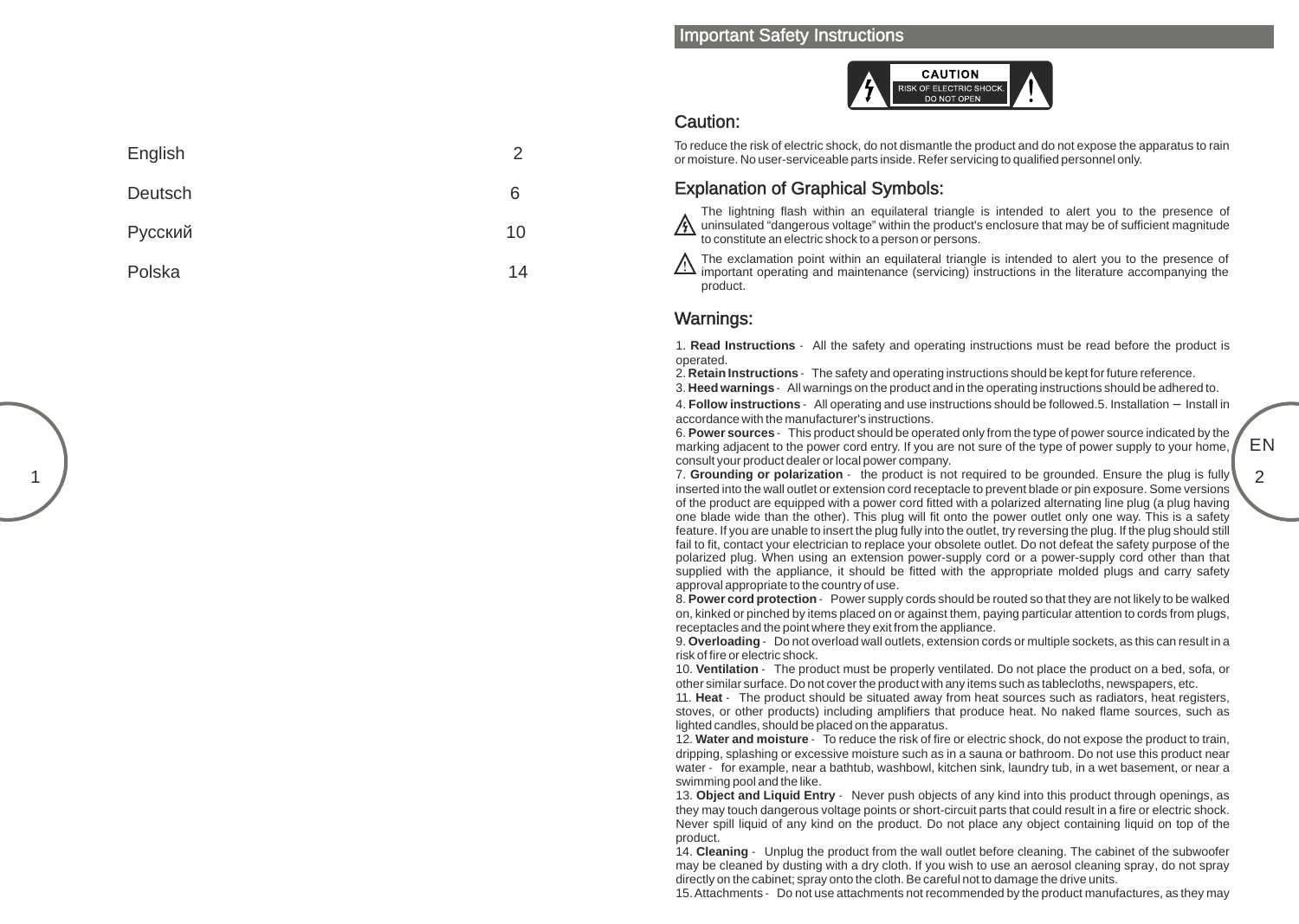| | |
|---|---|
| English | 2 |
| Deutsch | 6 |
| Русский | 10 |
| Polska | 14 |

## Important Safety Instructions

CAUTION
RISK OF ELECTRIC SHOCK.
DO NOT OPEN

### Caution:

To reduce the risk of electric shock, do not dismantle the product and do not expose the apparatus to rain or moisture. No user-serviceable parts inside. Refer servicing to qualified personnel only.

### Explanation of Graphical Symbols:

The lightning flash within an equilateral triangle is intended to alert you to the presence of uninsulated "dangerous voltage" within the product's enclosure that may be of sufficient magnitude to constitute an electric shock to a person or persons.

The exclamation point within an equilateral triangle is intended to alert you to the presence of important operating and maintenance (servicing) instructions in the literature accompanying the product.

### Warnings:

1. **Read Instructions** - All the safety and operating instructions must be read before the product is operated.
2. **Retain Instructions** - The safety and operating instructions should be kept for future reference.
3. **Heed warnings** - All warnings on the product and in the operating instructions should be adhered to.
4. **Follow instructions** - All operating and use instructions should be followed.5. Installation – Install in accordance with the manufacturer's instructions.
6. **Power sources** - This product should be operated only from the type of power source indicated by the marking adjacent to the power cord entry. If you are not sure of the type of power supply to your home, consult your product dealer or local power company.
7. **Grounding or polarization** - the product is not required to be grounded. Ensure the plug is fully inserted into the wall outlet or extension cord receptacle to prevent blade or pin exposure. Some versions of the product are equipped with a power cord fitted with a polarized alternating line plug (a plug having one blade wide than the other). This plug will fit onto the power outlet only one way. This is a safety feature. If you are unable to insert the plug fully into the outlet, try reversing the plug. If the plug should still fail to fit, contact your electrician to replace your obsolete outlet. Do not defeat the safety purpose of the polarized plug. When using an extension power-supply cord or a power-supply cord other than that supplied with the appliance, it should be fitted with the appropriate molded plugs and carry safety approval appropriate to the country of use.
8. **Power cord protection** - Power supply cords should be routed so that they are not likely to be walked on, kinked or pinched by items placed on or against them, paying particular attention to cords from plugs, receptacles and the point where they exit from the appliance.
9. **Overloading** - Do not overload wall outlets, extension cords or multiple sockets, as this can result in a risk of fire or electric shock.
10. **Ventilation** - The product must be properly ventilated. Do not place the product on a bed, sofa, or other similar surface. Do not cover the product with any items such as tablecloths, newspapers, etc.
11. **Heat** - The product should be situated away from heat sources such as radiators, heat registers, stoves, or other products) including amplifiers that produce heat. No naked flame sources, such as lighted candles, should be placed on the apparatus.
12. **Water and moisture** - To reduce the risk of fire or electric shock, do not expose the product to train, dripping, splashing or excessive moisture such as in a sauna or bathroom. Do not use this product near water - for example, near a bathtub, washbowl, kitchen sink, laundry tub, in a wet basement, or near a swimming pool and the like.
13. **Object and Liquid Entry** - Never push objects of any kind into this product through openings, as they may touch dangerous voltage points or short-circuit parts that could result in a fire or electric shock. Never spill liquid of any kind on the product. Do not place any object containing liquid on top of the product.
14. **Cleaning** - Unplug the product from the wall outlet before cleaning. The cabinet of the subwoofer may be cleaned by dusting with a dry cloth. If you wish to use an aerosol cleaning spray, do not spray directly on the cabinet; spray onto the cloth. Be careful not to damage the drive units.
15. Attachments - Do not use attachments not recommended by the product manufactures, as they may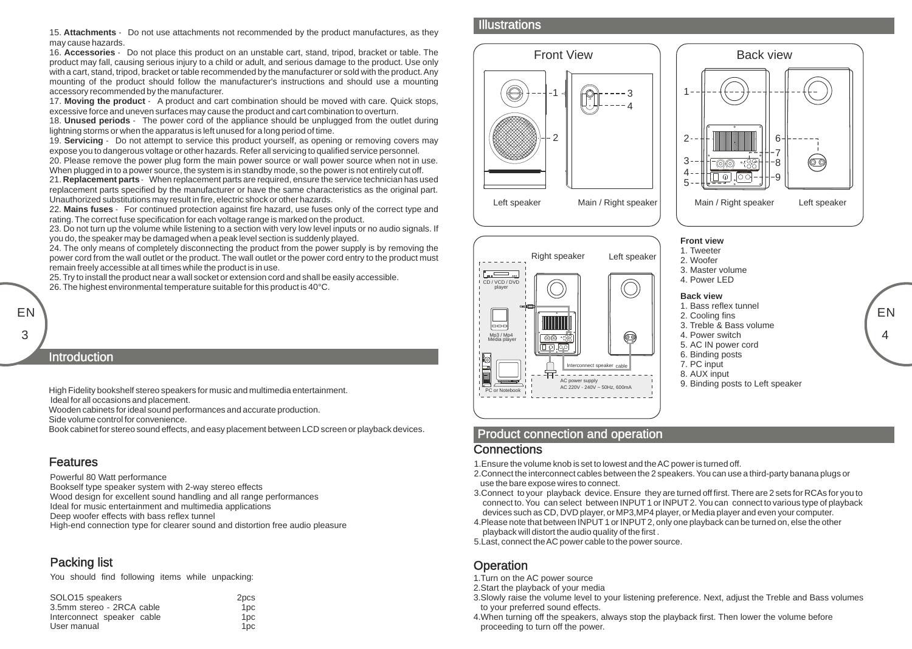15. **Attachments** - Do not use attachments not recommended by the product manufactures, as they may cause hazards.

16. **Accessories** - Do not place this product on an unstable cart, stand, tripod, bracket or table. The product may fall, causing serious injury to a child or adult, and serious damage to the product. Use only with a cart, stand, tripod, bracket or table recommended by the manufacturer or sold with the product. Any mounting of the product should follow the manufacturer's instructions and should use a mounting accessory recommended by the manufacturer.

17. **Moving the product** - A product and cart combination should be moved with care. Quick stops, excessive force and uneven surfaces may cause the product and cart combination to overturn.

18. **Unused periods** - The power cord of the appliance should be unplugged from the outlet during lightning storms or when the apparatus is left unused for a long period of time.

19. **Servicing** - Do not attempt to service this product yourself, as opening or removing covers may expose you to dangerous voltage or other hazards. Refer all servicing to qualified service personnel.

20. Please remove the power plug form the main power source or wall power source when not in use. When plugged in to a power source, the system is in standby mode, so the power is not entirely cut off.

21. **Replacement parts** - When replacement parts are required, ensure the service technician has used replacement parts specified by the manufacturer or have the same characteristics as the original part. Unauthorized substitutions may result in fire, electric shock or other hazards.

22. **Mains fuses** - For continued protection against fire hazard, use fuses only of the correct type and rating. The correct fuse specification for each voltage range is marked on the product.

23. Do not turn up the volume while listening to a section with very low level inputs or no audio signals. If you do, the speaker may be damaged when a peak level section is suddenly played.

24. The only means of completely disconnecting the product from the power supply is by removing the power cord from the wall outlet or the product. The wall outlet or the power cord entry to the product must remain freely accessible at all times while the product is in use.

25. Try to install the product near a wall socket or extension cord and shall be easily accessible.

26. The highest environmental temperature suitable for this product is 40°C.

## Introduction

High Fidelity bookshelf stereo speakers for music and multimedia entertainment.
Ideal for all occasions and placement.
Wooden cabinets for ideal sound performances and accurate production.
Side volume control for convenience.
Book cabinet for stereo sound effects, and easy placement between LCD screen or playback devices.

## Features

Powerful 80 Watt performance
Bookself type speaker system with 2-way stereo effects
Wood design for excellent sound handling and all range performances
Ideal for music entertainment and multimedia applications
Deep woofer effects with bass reflex tunnel
High-end connection type for clearer sound and distortion free audio pleasure

## Packing list

You should find following items while unpacking:

| | |
|---|---|
| SOLO15 speakers | 2pcs |
| 3.5mm stereo - 2RCA cable | 1pc |
| Interconnect speaker cable | 1pc |
| User manual | 1pc |

## Illustrations

Front View
Left speaker
Main / Right speaker

Back view
Main / Right speaker
Left speaker

Right speaker
Left speaker
CD / VCD / DVD player
Mp3 / Mp4 Media player
PC or Notebook
Interconnect speaker cable
AC power supply
AC 220V - 240V ~ 50Hz, 600mA

**Front view**
1. Tweeter
2. Woofer
3. Master volume
4. Power LED

**Back view**
1. Bass reflex tunnel
2. Cooling fins
3. Treble & Bass volume
4. Power switch
5. AC IN power cord
6. Binding posts
7. PC input
8. AUX input
9. Binding posts to Left speaker

## Product connection and operation

### Connections

1. Ensure the volume knob is set to lowest and the AC power is turned off.
2. Connect the interconnect cables between the 2 speakers. You can use a third-party banana plugs or use the bare expose wires to connect.
3. Connect to your playback device. Ensure they are turned off first. There are 2 sets for RCAs for you to connect to. You can select between INPUT 1 or INPUT 2. You can connect to various type of playback devices such as CD, DVD player, or MP3,MP4 player, or Media player and even your computer.
4. Please note that between INPUT 1 or INPUT 2, only one playback can be turned on, else the other playback will distort the audio quality of the first .
5. Last, connect the AC power cable to the power source.

### Operation

1. Turn on the AC power source
2. Start the playback of your media
3. Slowly raise the volume level to your listening preference. Next, adjust the Treble and Bass volumes to your preferred sound effects.
4. When turning off the speakers, always stop the playback first. Then lower the volume before proceeding to turn off the power.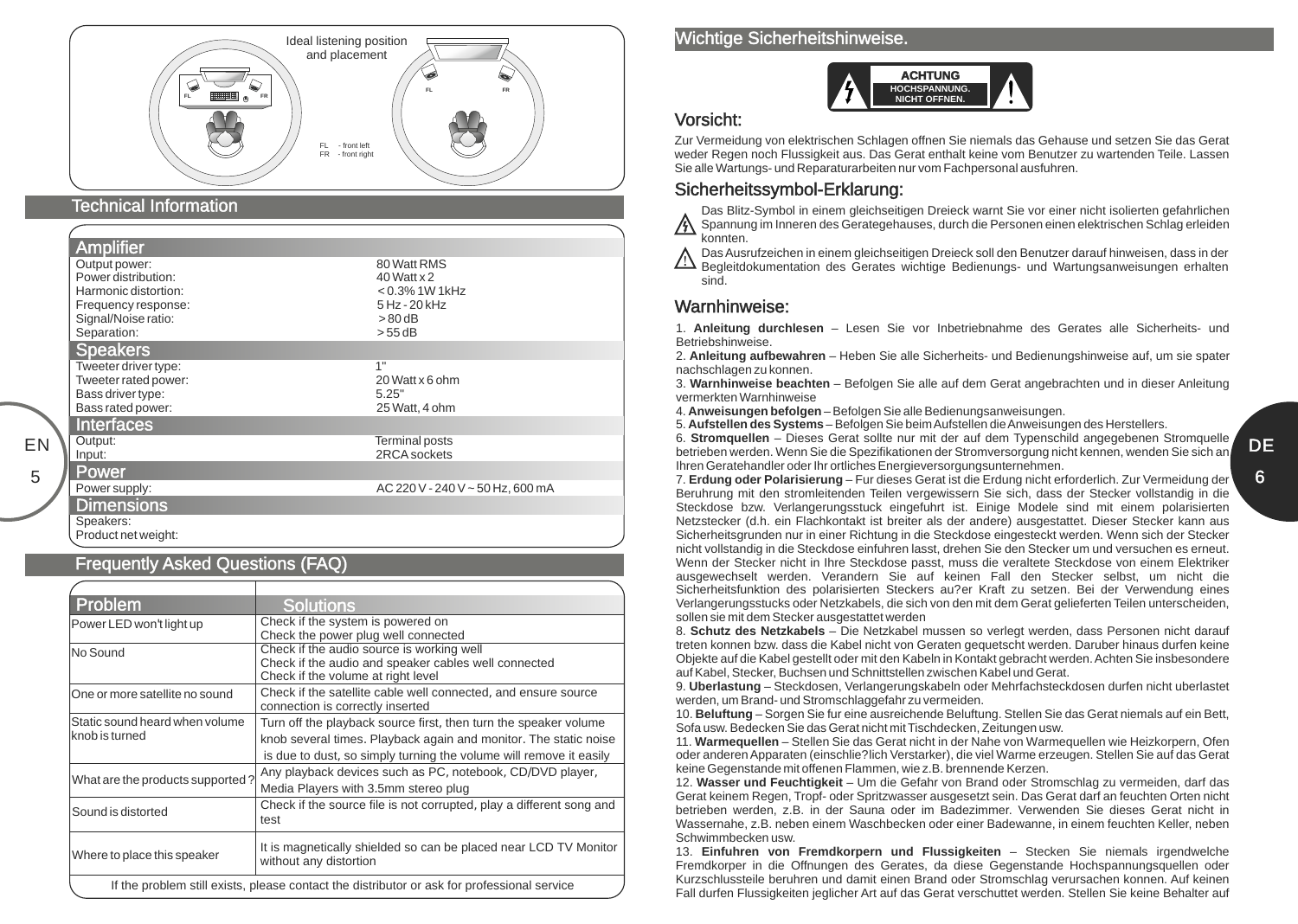Ideal listening position and placement

FL - front left
FR - front right

## Technical Information

| | |
|---|---|
| **Amplifier** | |
| Output power: | 80 Watt RMS |
| Power distribution: | 40 Watt x 2 |
| Harmonic distortion: | < 0.3% 1W 1kHz |
| Frequency response: | 5 Hz - 20 kHz |
| Signal/Noise ratio: | > 80 dB |
| Separation: | > 55 dB |
| **Speakers** | |
| Tweeter driver type: | 1" |
| Tweeter rated power: | 20 Watt x 6 ohm |
| Bass driver type: | 5.25" |
| Bass rated power: | 25 Watt, 4 ohm |
| **Interfaces** | |
| Output: | Terminal posts |
| Input: | 2RCA sockets |
| **Power** | |
| Power supply: | AC 220 V - 240 V ~ 50 Hz, 600 mA |
| **Dimensions** | |
| Speakers: | |
| Product net weight: | |

## Frequently Asked Questions (FAQ)

| Problem | Solutions |
|---|---|
| Power LED won't light up | Check if the system is powered on<br>Check the power plug well connected |
| No Sound | Check if the audio source is working well<br>Check if the audio and speaker cables well connected<br>Check if the volume at right level |
| One or more satellite no sound | Check if the satellite cable well connected, and ensure source connection is correctly inserted |
| Static sound heard when volume knob is turned | Turn off the playback source first, then turn the speaker volume knob several times. Playback again and monitor. The static noise is due to dust, so simply turning the volume will remove it easily |
| What are the products supported? | Any playback devices such as PC, notebook, CD/DVD player, Media Players with 3.5mm stereo plug |
| Sound is distorted | Check if the source file is not corrupted, play a different song and test |
| Where to place this speaker | It is magnetically shielded so can be placed near LCD TV Monitor without any distortion |

If the problem still exists, please contact the distributor or ask for professional service

## Wichtige Sicherheitshinweise.

ACHTUNG
HOCHSPANNUNG.
NICHT OFFNEN.

### Vorsicht:

Zur Vermeidung von elektrischen Schlagen offnen Sie niemals das Gehause und setzen Sie das Gerat weder Regen noch Flussigkeit aus. Das Gerat enthalt keine vom Benutzer zu wartenden Teile. Lassen Sie alle Wartungs- und Reparaturarbeiten nur vom Fachpersonal ausfuhren.

### Sicherheitssymbol-Erklarung:

Das Blitz-Symbol in einem gleichseitigen Dreieck warnt Sie vor einer nicht isolierten gefahrlichen Spannung im Inneren des Geretegehauses, durch die Personen einen elektrischen Schlag erleiden konnten.

Das Ausrufzeichen in einem gleichseitigen Dreieck soll den Benutzer darauf hinweisen, dass in der Begleitdokumentation des Gerates wichtige Bedienungs- und Wartungsanweisungen erhalten sind.

### Warnhinweise:

1. **Anleitung durchlesen** – Lesen Sie vor Inbetriebnahme des Gerates alle Sicherheits- und Betriebshinweise.
2. **Anleitung aufbewahren** – Heben Sie alle Sicherheits- und Bedienungshinweise auf, um sie spater nachschlagen zu konnen.
3. **Warnhinweise beachten** – Befolgen Sie alle auf dem Gerat angebrachten und in dieser Anleitung vermerkten Warnhinweise
4. **Anweisungen befolgen** – Befolgen Sie alle Bedienungsanweisungen.
5. **Aufstellen des Systems** – Befolgen Sie beim Aufstellen die Anweisungen des Herstellers.
6. **Stromquellen** – Dieses Gerat sollte nur mit der auf dem Typenschild angegebenen Stromquelle betrieben werden. Wenn Sie die Spezifikationen der Stromversorgung nicht kennen, wenden Sie sich an Ihren Geratehandler oder Ihr ortliches Energieversorgungsunternehmen.
7. **Erdung oder Polarisierung** – Fur dieses Gerat ist die Erdung nicht erforderlich. Zur Vermeidung der Beruhrung mit den stromleitenden Teilen vergewissern Sie sich, dass der Stecker vollstandig in die Steckdose bzw. Verlangerungsstuck eingefuhrt ist. Einige Modele sind mit einem polarisierten Netzstecker (d.h. ein Flachkontakt ist breiter als der andere) ausgestattet. Dieser Stecker kann aus Sicherheitsgrunden nur in einer Richtung in die Steckdose eingesteckt werden. Wenn sich der Stecker nicht vollstandig in die Steckdose einfuhren lasst, drehen Sie den Stecker um und versuchen es erneut. Wenn der Stecker nicht in Ihre Steckdose passt, muss die veraltete Steckdose von einem Elektriker ausgewechselt werden. Verandern Sie auf keinen Fall den Stecker selbst, um nicht die Sicherheitsfunktion des polarisierten Steckers au?er Kraft zu setzen. Bei der Verwendung eines Verlangerungsstucks oder Netzkabels, die sich von den mit dem Gerat gelieferten Teilen unterscheiden, sollen sie mit dem Stecker ausgestattet werden
8. **Schutz des Netzkabels** – Die Netzkabel mussen so verlegt werden, dass Personen nicht darauf treten konnen bzw. dass die Kabel nicht von Geraten gequetscht werden. Daruber hinaus durfen keine Objekte auf die Kabel gestellt oder mit den Kabeln in Kontakt gebracht werden. Achten Sie insbesondere auf Kabel, Stecker, Buchsen und Schnittstellen zwischen Kabel und Gerat.
9. **Uberlastung** – Steckdosen, Verlangerungskabeln oder Mehrfachsteckdosen durfen nicht uberlastet werden, um Brand- und Stromschlaggefahr zu vermeiden.
10. **Beluftung** – Sorgen Sie fur eine ausreichende Beluftung. Stellen Sie das Gerat niemals auf ein Bett, Sofa usw. Bedecken Sie das Gerat nicht mit Tischdecken, Zeitungen usw.
11. **Warmequellen** – Stellen Sie das Gerat nicht in der Nahe von Warmequellen wie Heizkorpern, Ofen oder anderen Apparaten (einschlie?lich Verstarker), die viel Warme erzeugen. Stellen Sie auf das Gerat keine Gegenstande mit offenen Flammen, wie z.B. brennende Kerzen.
12. **Wasser und Feuchtigkeit** – Um die Gefahr von Brand oder Stromschlag zu vermeiden, darf das Gerat keinem Regen, Tropf- oder Spritzwasser ausgesetzt sein. Das Gerat darf an feuchten Orten nicht betrieben werden, z.B. in der Sauna oder im Badezimmer. Verwenden Sie dieses Gerat nicht in Wassernahe, z.B. neben einem Waschbecken oder einer Badewanne, in einem feuchten Keller, neben Schwimmbecken usw.
13. **Einfuhren von Fremdkorpern und Flussigkeiten** – Stecken Sie niemals irgendwelche Fremdkorper in die Offnungen des Gerates, da diese Gegenstande Hochspannungsquellen oder Kurzschlussteile beruhren und damit einen Brand oder Stromschlag verursachen konnen. Auf keinen Fall durfen Flussigkeiten jeglicher Art auf das Gerat verschuttet werden. Stellen Sie keine Behalter auf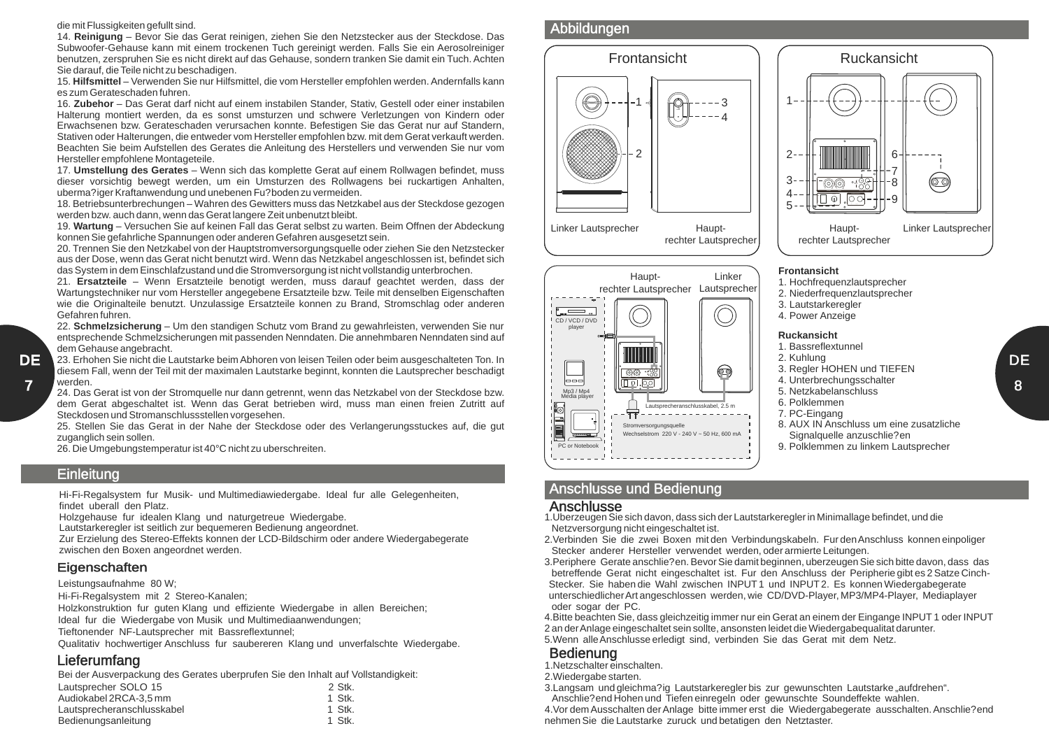die mit Flussigkeiten gefullt sind.

14. **Reinigung** – Bevor Sie das Gerat reinigen, ziehen Sie den Netzstecker aus der Steckdose. Das Subwoofer-Gehause kann mit einem trockenen Tuch gereinigt werden. Falls Sie ein Aerosolreiniger benutzen, zersprühen Sie es nicht direkt auf das Gehause, sondern tranken Sie damit ein Tuch. Achten Sie darauf, die Teile nicht zu beschadigen.

15. **Hilfsmittel** – Verwenden Sie nur Hilfsmittel, die vom Hersteller empfohlen werden. Andernfalls kann es zum Gerateschaden fuhren.

16. **Zubehor** – Das Gerat darf nicht auf einem instabilen Stander, Stativ, Gestell oder einer instabilen Halterung montiert werden, da es sonst umsturzen und schwere Verletzungen von Kindern oder Erwachsenen bzw. Gerateschaden verursachen konnte. Befestigen Sie das Gerat nur auf Standern, Stativen oder Halterungen, die entweder vom Hersteller empfohlen bzw. mit dem Gerat verkauft werden. Beachten Sie beim Aufstellen des Gerates die Anleitung des Herstellers und verwenden Sie nur vom Hersteller empfohlene Montageteile.

17. **Umstellung des Gerates** – Wenn sich das komplette Gerat auf einem Rollwagen befindet, muss dieser vorsichtig bewegt werden, um ein Umsturzen des Rollwagens bei ruckartigen Anhalten, uberma?iger Kraftanwendung und unebenen Fu?boden zu vermeiden.

18. Betriebsunterbrechungen – Wahren des Gewitters muss das Netzkabel aus der Steckdose gezogen werden bzw. auch dann, wenn das Gerat langere Zeit unbenutzt bleibt.

19. **Wartung** – Versuchen Sie auf keinen Fall das Gerat selbst zu warten. Beim Offnen der Abdeckung konnen Sie gefahrliche Spannungen oder anderen Gefahren ausgesetzt sein.

20. Trennen Sie den Netzkabel von der Hauptstromversorgungsquelle oder ziehen Sie den Netzstecker aus der Dose, wenn das Gerat nicht benutzt wird. Wenn das Netzkabel angeschlossen ist, befindet sich das System in dem Einschlafzustand und die Stromversorgung ist nicht vollstandig unterbrochen.

21. **Ersatzteile** – Wenn Ersatzteile benotigt werden, muss darauf geachtet werden, dass der Wartungstechniker nur vom Hersteller angegebene Ersatzteile bzw. Teile mit denselben Eigenschaften wie die Originalteile benutzt. Unzulassige Ersatzteile konnen zu Brand, Stromschlag oder anderen Gefahren fuhren.

22. **Schmelzsicherung** – Um den standigen Schutz vom Brand zu gewahrleisten, verwenden Sie nur entsprechende Schmelzsicherungen mit passenden Nenndaten. Die annehmbaren Nenndaten sind auf dem Gehause angebracht.

23. Erhohen Sie nicht die Lautstarke beim Abhoren von leisen Teilen oder beim ausgeschalteten Ton. In diesem Fall, wenn der Teil mit der maximalen Lautstarke beginnt, konnten die Lautsprecher beschadigt werden.

24. Das Gerat ist von der Stromquelle nur dann getrennt, wenn das Netzkabel von der Steckdose bzw. dem Gerat abgeschaltet ist. Wenn das Gerat betrieben wird, muss man einen freien Zutritt auf Steckdosen und Stromanschlussstellen vorgesehen.

25. Stellen Sie das Gerat in der Nahe der Steckdose oder des Verlangerungsstuckes auf, die gut zuganglich sein sollen.

26. Die Umgebungstemperatur ist 40°C nicht zu uberschreiten.

## Einleitung

Hi-Fi-Regalsystem fur Musik- und Multimediawiedergabe. Ideal fur alle Gelegenheiten, findet uberall den Platz.
Holzgehause fur idealen Klang und naturgetreue Wiedergabe.
Lautstarkeregler ist seitlich zur bequemeren Bedienung angeordnet.
Zur Erzielung des Stereo-Effekts konnen der LCD-Bildschirm oder andere Wiedergabegerate zwischen den Boxen angeordnet werden.

### Eigenschaften

Leistungsaufnahme 80 W;
Hi-Fi-Regalsystem mit 2 Stereo-Kanalen;
Holzkonstruktion fur guten Klang und effiziente Wiedergabe in allen Bereichen;
Ideal fur die Wiedergabe von Musik und Multimediaanwendungen;
Tieftonender NF-Lautsprecher mit Bassreflextunnel;
Qualitativ hochwertiger Anschluss fur saubereren Klang und unverfalschte Wiedergabe.

### Lieferumfang

Bei der Ausverpackung des Gerates uberprufen Sie den Inhalt auf Vollstandigkeit:

| | |
|---|---|
| Lautsprecher SOLO 15 | 2 Stk. |
| Audiokabel 2RCA-3,5 mm | 1 Stk. |
| Lautsprecheranschlusskabel | 1 Stk. |
| Bedienungsanleitung | 1 Stk. |

## Abbildungen

Frontansicht
1
2
3
4
Linker Lautsprecher
Haupt- rechter Lautsprecher

Ruckansicht
1
2
3
4
5
6
7
8
9
Haupt- rechter Lautsprecher
Linker Lautsprecher

Haupt- rechter Lautsprecher
Linker Lautsprecher
CD / VCD / DVD player
Mp3 / Mp4 Media player
PC or Notebook
Lautsprecheranschlusskabel, 2,5 m
Stromversorgungsquelle
Wechselstrom 220 V - 240 V ~ 50 Hz, 600 mA

**Frontansicht**
1. Hochfrequenzlautsprecher
2. Niederfrequenzlautsprecher
3. Lautstarkeregler
4. Power Anzeige

**Ruckansicht**
1. Bassreflextunnel
2. Kuhlung
3. Regler HOHEN und TIEFEN
4. Unterbrechungsschalter
5. Netzkabelanschluss
6. Polklemmen
7. PC-Eingang
8. AUX IN Anschluss um eine zusatzliche Signalquelle anzuschlie?en
9. Polklemmen zu linkem Lautsprecher

## Anschlusse und Bedienung

### Anschlusse

1. Uberzeugen Sie sich davon, dass sich der Lautstarkeregler in Minimallage befindet, und die Netzversorgung nicht eingeschaltet ist.
2. Verbinden Sie die zwei Boxen mit den Verbindungskabeln. Fur den Anschluss konnen einpoliger Stecker anderer Hersteller verwendet werden, oder armierte Leitungen.
3. Periphere Gerate anschlie?en. Bevor Sie damit beginnen, uberzeugen Sie sich bitte davon, dass das betreffende Gerat nicht eingeschaltet ist. Fur den Anschluss der Peripherie gibt es 2 Satze Cinch-Stecker. Sie haben die Wahl zwischen INPUT 1 und INPUT 2. Es konnen Wiedergabegerate unterschiedlicher Art angeschlossen werden, wie CD/DVD-Player, MP3/MP4-Player, Mediaplayer oder sogar der PC.
4. Bitte beachten Sie, dass gleichzeitig immer nur ein Gerat an einem der Eingange INPUT 1 oder INPUT 2 an der Anlage eingeschaltet sein sollte, ansonsten leidet die Wiedergabequalitat darunter.
5. Wenn alle Anschlusse erledigt sind, verbinden Sie das Gerat mit dem Netz.

### Bedienung

1. Netzschalter einschalten.
2. Wiedergabe starten.
3. Langsam und gleichma?ig Lautstarkeregler bis zur gewunschten Lautstarke „aufdrehen“. Anschlie?end Hohen und Tiefen einregeln oder gewunschte Soundeffekte wahlen.
4. Vor dem Ausschalten der Anlage bitte immer erst die Wiedergabegerate ausschalten. Anschlie?end nehmen Sie die Lautstarke zuruck und betatigen den Netztaster.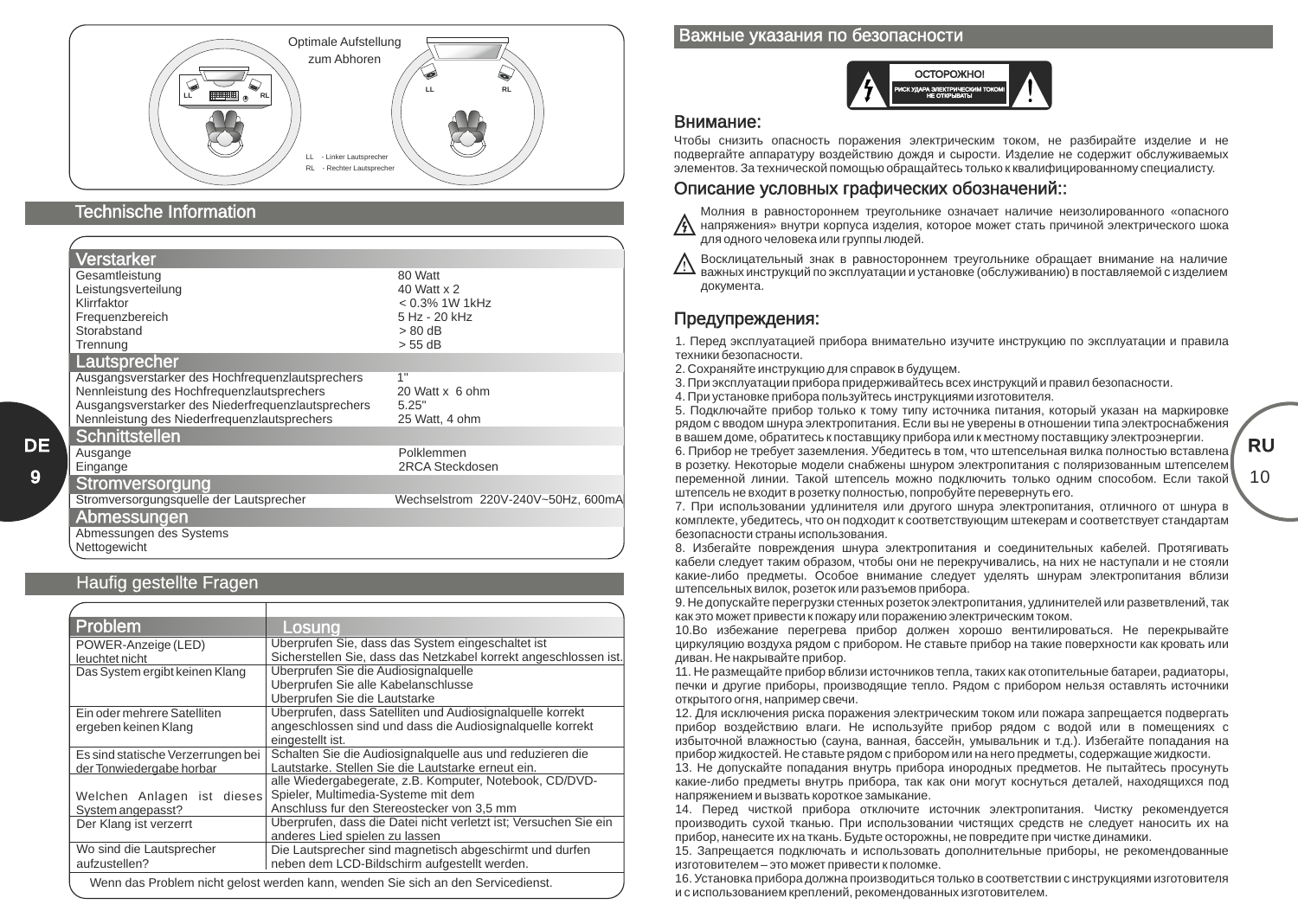Optimale Aufstellung zum Abhoren

LL - Linker Lautsprecher
RL - Rechter Lautsprecher

## Technische Information

| Verstarker | |
|---|---|
| Gesamtleistung | 80 Watt |
| Leistungsverteilung | 40 Watt x 2 |
| Klirrfaktor | < 0.3% 1W 1kHz |
| Frequenzbereich | 5 Hz - 20 kHz |
| Storabstand | > 80 dB |
| Trennung | > 55 dB |
| **Lautsprecher** | |
| Ausgangsverstarker des Hochfrequenzlautsprechers | 1" |
| Nennleistung des Hochfrequenzlautsprechers | 20 Watt x 6 ohm |
| Ausgangsverstarker des Niederfrequenzlautsprechers | 5.25" |
| Nennleistung des Niederfrequenzlautsprechers | 25 Watt, 4 ohm |
| **Schnittstellen** | |
| Ausgange | Polklemmen |
| Eingange | 2RCA Steckdosen |
| **Stromversorgung** | |
| Stromversorgungsquelle der Lautsprecher | Wechselstrom 220V-240V~50Hz, 600mA |
| **Abmessungen** | |
| Abmessungen des Systems | |
| Nettogewicht | |

## Haufig gestellte Fragen

| Problem | Losung |
|---|---|
| POWER-Anzeige (LED) leuchtet nicht | Uberprufen Sie, dass das System eingeschaltet ist. Sicherstellen Sie, dass das Netzkabel korrekt angeschlossen ist. |
| Das System ergibt keinen Klang | Uberprufen Sie die Audiosignalquelle. Uberprufen Sie alle Kabelanschlusse. Uberprufen Sie die Lautstarke |
| Ein oder mehrere Satelliten ergeben keinen Klang | Uberprufen, dass Satelliten und Audiosignalquelle korrekt angeschlossen sind und dass die Audiosignalquelle korrekt eingestellt ist. |
| Es sind statische Verzerrungen bei der Tonwiedergabe horbar | Schalten Sie die Audiosignalquelle aus und reduzieren die Lautstarke. Stellen Sie die Lautstarke erneut ein. |
| Welchen Anlagen ist dieses System angepasst? | alle Wiedergabegerate, z.B. Komputer, Notebook, CD/DVD-Spieler, Multimedia-Systeme mit dem Anschluss fur den Stereostecker von 3,5 mm |
| Der Klang ist verzerrt | Uberprufen, dass die Datei nicht verletzt ist; Versuchen Sie ein anderes Lied spielen zu lassen |
| Wo sind die Lautsprecher aufzustellen? | Die Lautsprecher sind magnetisch abgeschirmt und durfen neben dem LCD-Bildschirm aufgestellt werden. |

Wenn das Problem nicht gelost werden kann, wenden Sie sich an den Servicedienst.

## Важные указания по безопасности

ОСТОРОЖНО!
РИСК УДАРА ЭЛЕКТРИЧЕСКИМ ТОКОМ! НЕ ОТКРЫВАТЬ

### Внимание:

Чтобы снизить опасность поражения электрическим током, не разбирайте изделие и не подвергайте аппаратуру воздействию дождя и сырости. Изделие не содержит обслуживаемых элементов. За технической помощью обращайтесь только к квалифицированному специалисту.

### Описание условных графических обозначений::

Молния в равностороннем треугольнике означает наличие неизолированного «опасного напряжения» внутри корпуса изделия, которое может стать причиной электрического шока для одного человека или группы людей.

Восклицательный знак в равностороннем треугольнике обращает внимание на наличие важных инструкций по эксплуатации и установке (обслуживанию) в поставляемой с изделием документа.

### Предупреждения:

1. Перед эксплуатацией прибора внимательно изучите инструкцию по эксплуатации и правила техники безопасности.
2. Сохраняйте инструкцию для справок в будущем.
3. При эксплуатации прибора придерживайтесь всех инструкций и правил безопасности.
4. При установке прибора пользуйтесь инструкциями изготовителя.
5. Подключайте прибор только к тому типу источника питания, который указан на маркировке рядом с вводом шнура электропитания. Если вы не уверены в отношении типа электроснабжения в вашем доме, обратитесь к поставщику прибора или к местному поставщику электроэнергии.
6. Прибор не требует заземления. Убедитесь в том, что штепсельная вилка полностью вставлена в розетку. Некоторые модели снабжены шнуром электропитания с поляризованным штепселем переменной линии. Такой штепсель можно подключить только одним способом. Если такой штепсель не входит в розетку полностью, попробуйте перевернуть его.
7. При использовании удлинителя или другого шнура электропитания, отличного от шнура в комплекте, убедитесь, что он подходит к соответствующим штекерам и соответствует стандартам безопасности страны использования.
8. Избегайте повреждения шнура электропитания и соединительных кабелей. Протягивать кабели следует таким образом, чтобы они не перекручивались, на них не наступали и не стояли какие-либо предметы. Особое внимание следует уделять шнурам электропитания вблизи штепсельных вилок, розеток или разъемов прибора.
9. Не допускайте перегрузки стенных розеток электропитания, удлинителей или разветвлений, так как это может привести к пожару или поражению электрическим током.
10.Во избежание перегрева прибор должен хорошо вентилироваться. Не перекрывайте циркуляцию воздуха рядом с прибором. Не ставьте прибор на такие поверхности как кровать или диван. Не накрывайте прибор.
11. Не размещайте прибор вблизи источников тепла, таких как отопительные батареи, радиаторы, печки и другие приборы, производящие тепло. Рядом с прибором нельзя оставлять источники открытого огня, например свечи.
12. Для исключения риска поражения электрическим током или пожара запрещается подвергать прибор воздействию влаги. Не используйте прибор рядом с водой или в помещениях с избыточной влажностью (сауна, ванная, бассейн, умывальник и т.д.). Избегайте попадания на прибор жидкостей. Не ставьте рядом с прибором или на него предметы, содержащие жидкости.
13. Не допускайте попадания внутрь прибора инородных предметов. Не пытайтесь просунуть какие-либо предметы внутрь прибора, так как они могут коснуться деталей, находящихся под напряжением и вызвать короткое замыкание.
14. Перед чисткой прибора отключите источник электропитания. Чистку рекомендуется производить сухой тканью. При использовании чистящих средств не следует наносить их на прибор, нанесите их на ткань. Будьте осторожны, не повредите при чистке динамики.
15. Запрещается подключать и использовать дополнительные приборы, не рекомендованные изготовителем – это может привести к поломке.
16. Установка прибора должна производиться только в соответствии с инструкциями изготовителя и с использованием креплений, рекомендованных изготовителем.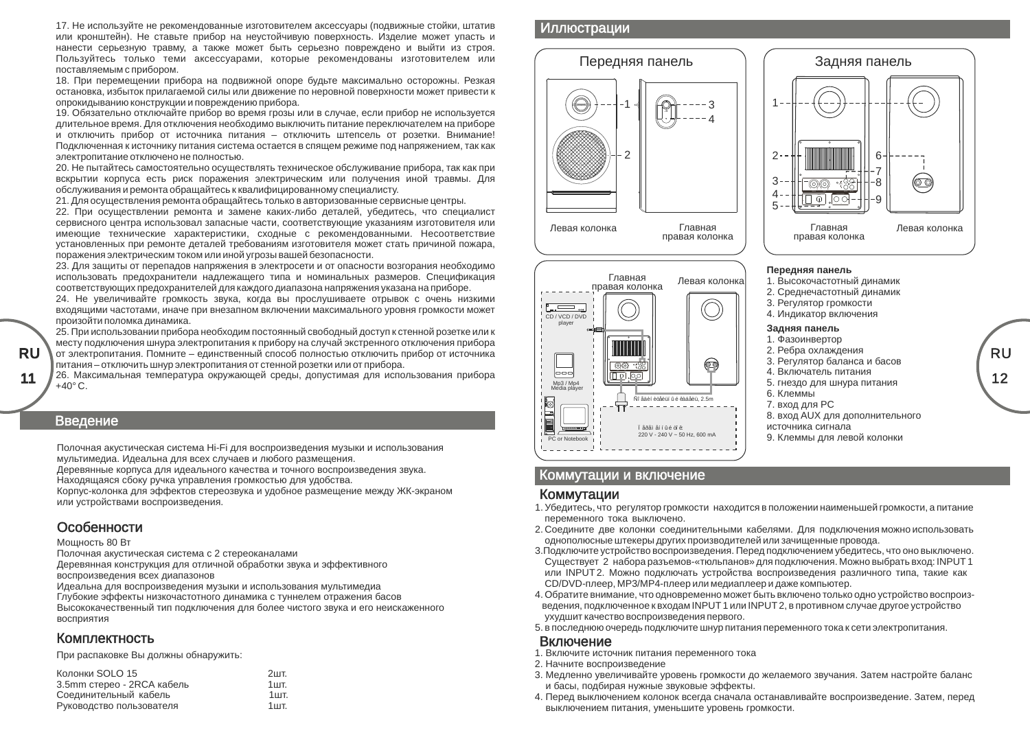17. Не используйте не рекомендованные изготовителем аксессуары (подвижные стойки, штатив или кронштейн). Не ставьте прибор на неустойчивую поверхность. Изделие может упасть и нанести серьезную травму, а также может быть серьезно повреждено и выйти из строя. Пользуйтесь только теми аксессуарами, которые рекомендованы изготовителем или поставляемым с прибором.

18. При перемещении прибора на подвижной опоре будьте максимально осторожны. Резкая остановка, избыток прилагаемой силы или движение по неровной поверхности может привести к опрокидыванию конструкции и повреждению прибора.

19. Обязательно отключайте прибор во время грозы или в случае, если прибор не используется длительное время. Для отключения необходимо выключить питание переключателем на приборе и отключить прибор от источника питания – отключить штепсель от розетки. Внимание! Подключенная к источнику питания система остается в спящем режиме под напряжением, так как электропитание отключено не полностью.

20. Не пытайтесь самостоятельно осуществлять техническое обслуживание прибора, так как при вскрытии корпуса есть риск поражения электрическим или получения иной травмы. Для обслуживания и ремонта обращайтесь к квалифицированному специалисту.

21. Для осуществления ремонта обращайтесь только в авторизованные сервисные центры.

22. При осуществлении ремонта и замене каких-либо деталей, убедитесь, что специалист сервисного центра использовал запасные части, соответствующие указаниям изготовителя или имеющие технические характеристики, сходные с рекомендованными. Несоответствие установленных при ремонте деталей требованиям изготовителя может стать причиной пожара, поражения электрическим током или иной угрозы вашей безопасности.

23. Для защиты от перепадов напряжения в электросети и от опасности возгорания необходимо использовать предохранители надлежащего типа и номинальных размеров. Спецификация соответствующих предохранителей для каждого диапазона напряжения указана на приборе.

24. Не увеличивайте громкость звука, когда вы прослушиваете отрывок с очень низкими входящими частотами, иначе при внезапном включении максимального уровня громкости может произойти поломка динамика.

25. При использовании прибора необходим постоянный свободный доступ к стенной розетке или к месту подключения шнура электропитания к прибору на случай экстренного отключения прибора от электропитания. Помните – единственный способ полностью отключить прибор от источника питания – отключить шнур электропитания от стенной розетки или от прибора.

26. Максимальная температура окружающей среды, допустимая для использования прибора +40° С.

## Введение

Полочная акустическая система Hi-Fi для воспроизведения музыки и мультимедиа. Идеальна для всех случаев и любого размещения.
Деревянные корпуса для идеального качества и точного воспроизведения звука.
Находящаяся сбоку ручка управления громкостью для удобства.
Корпус-колонка для эффектов стереозвука и удобное размещение между ЖК-экраном или устройствами воспроизведения.

## Особенности

Мощность 80 Вт
Полочная акустическая система с 2 стереоканалами
Деревянная конструкция для отличной обработки звука и эффективного воспроизведения всех диапазонов
Идеальна для воспроизведения музыки и использования мультимедиа
Глубокие эффекты низкочастотного динамика с туннелем отражения басов
Высококачественный тип подключения для более чистого звука и его неискаженного восприятия

## Комплектность

При распаковке Вы должны обнаружить:

| | |
|---|---|
| Колонки SOLO 15 | 2шт. |
| 3.5mm стерео - 2RCA кабель | 1шт. |
| Соединительный кабель | 1шт. |
| Руководство пользователя | 1шт. |

## Иллюстрации

Передняя панель: Левая колонка; Главная правая колонка

Задняя панель: Главная правая колонка; Левая колонка

Главная правая колонка; Левая колонка; CD / VCD / DVD player; Mp3 / Mp4 Media player; PC or Notebook; 220 V - 240 V ~ 50 Hz, 600 mA

### Передняя панель

1. Высокочастотный динамик
2. Среднечастотный динамик
3. Регулятор громкости
4. Индикатор включения

### Задняя панель

1. Фазоинвертор
2. Ребра охлаждения
3. Регулятор баланса и басов
4. Включатель питания
5. гнездо для шнура питания
6. Клеммы
7. вход для PC
8. вход AUX для дополнительного источника сигнала
9. Клеммы для левой колонки

## Коммутации и включение

### Коммутации

1. Убедитесь, что регулятор громкости находится в положении наименьшей громкости, а питание переменного тока выключено.
2. Соедините две колонки соединительными кабелями. Для подключения можно использовать однополюсные штекеры других производителей или зачищенные провода.
3. Подключите устройство воспроизведения. Перед подключением убедитесь, что оно выключено. Существует 2 набора разъемов-«тюльпанов» для подключения. Можно выбрать вход: INPUT 1 или INPUT 2. Можно подключать устройства воспроизведения различного типа, такие как CD/DVD-плеер, MP3/MP4-плеер или медиаплеер и даже компьютер.
4. Обратите внимание, что одновременно может быть включено только одно устройство воспроизведения, подключенное к входам INPUT 1 или INPUT 2, в противном случае другое устройство ухудшит качество воспроизведения первого.
5. в последнюю очередь подключите шнур питания переменного тока к сети электропитания.

### Включение

1. Включите источник питания переменного тока
2. Начните воспроизведение
3. Медленно увеличивайте уровень громкости до желаемого звучания. Затем настройте баланс и басы, подбирая нужные звуковые эффекты.
4. Перед выключением колонок всегда сначала останавливайте воспроизведение. Затем, перед выключением питания, уменьшите уровень громкости.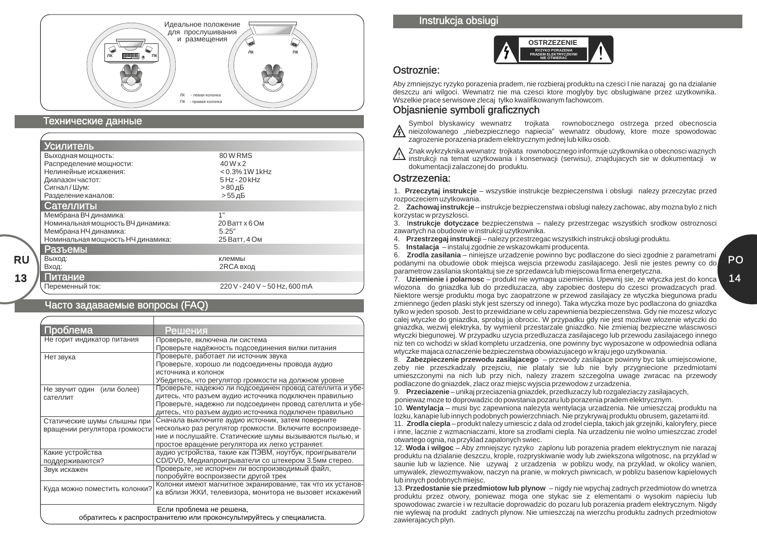Идеальное положение для прослушивания и размещения

ЛК ПК

ЛК ПК

ЛК - левая колонка
ПК - правая колонка

## Технические данные

| | |
|---|---|
| **Усилитель** | |
| Выходная мощность: | 80 W RMS |
| Распределение мощности: | 40 W x 2 |
| Нелинейные искажения: | < 0.3% 1W 1kHz |
| Диапазон частот: | 5 Hz - 20 kHz |
| Сигнал / Шум: | > 80 дБ |
| Разделение каналов: | > 55 дБ |
| **Сателлиты** | |
| Мембрана ВЧ динамика: | 1" |
| Номинальная мощность ВЧ динамика: | 20 Ватт x 6 Ом |
| Мембрана НЧ динамика: | 5.25" |
| Номинальная мощность НЧ динамика: | 25 Ватт, 4 Ом |
| **Разъемы** | |
| Выход: | клеммы |
| Вход: | 2RCA вход |
| **Питание** | |
| Переменный ток: | 220 V - 240 V ~ 50 Hz, 600 mA |

## Часто задаваемые вопросы (FAQ)

| Проблема | Решения |
|---|---|
| Не горит индикатор питания | Проверьте, включена ли система<br>Проверьте надёжность подсоединения вилки питания |
| Нет звука | Проверьте, работает ли источник звука<br>Проверьте, хорошо ли подсоединены провода аудио источника и колонок<br>Убедитесь, что регулятор громкости на должном уровне |
| Не звучит один (или более) сателлит | Проверьте, надежно ли подсоединен провод сателлита и убедитесь, что разъем аудио источника подключен правильно<br>Проверьте, надежно ли подсоединен провод сателлита и убедитесь, что разъем аудио источника подключен правильно |
| Статические шумы слышны при вращении регулятора громкости | Сначала выключите аудио источник, затем поверните несколько раз регулятор громкости. Включите воспроизведение и послушайте. Статические шумы вызываются пылью, и простое вращение регулятора их легко устраняет. |
| Какие устройства поддерживаются? | аудио устройства, такие как ПЭВМ, ноутбук, проигрыватели CD/DVD, Медиапроигрыватели со штекером 3.5мм стерео. |
| Звук искажен | Проверьте, не испорчен ли воспроизводимый файл, попробуйте воспроизвести другой трек |
| Куда можно поместить колонки? | Колонки имеют магнитное экранирование, так что их установка вблизи ЖКИ, телевизора, монитора не вызовет искажений |

Если проблема не решена,
обратитесь к распространителю или проконсультируйтесь у специалиста.

## Instrukcja obsiugi

OSTRZEZENIE
RYZYKO PORAZENIA PRADEM ELEKTRYCZNYM! NIE OTWIERAC

### Ostroznie:

Aby zmniejszyc ryzyko porazenia pradem, nie rozbieraj produktu na czesci I nie narazaj go na dzialanie deszczu ani wilgoci. Wewnatrz nie ma czesci ktore moglyby byc obslugiwane przez uzytkownika. Wszelkie prace serwisowe zlecaj tylko kwalifikowanym fachowcom.

### Objasnienie symboli graficznych

Symbol blyskawicy wewnatrz trojkata rownobocznego ostrzega przed obecnoscia nieizolowanego „niebezpiecznego napiecia" wewnatrz obudowy, ktore moze spowodowac zagrozenie porazenia pradem elektrycznym jednej lub kilku osob.

Znak wykrzyknika wewnatrz trojkata rownobocznego informuje uzytkownika o obecnosci waznych instrukcji na temat uzytkowania i konserwacji (serwisu), znajdujacych sie w dokumentacji w dokumentacji zalaczonej do produktu.

### Ostrzezenia:

1. **Przeczytaj instrukcje** – wszystkie instrukcje bezpieczenstwa i obslugi nalezy przeczytac przed rozpoczeciem uzytkowania.
2. **Zachowaj instrukcje** – instrukcje bezpieczenstwa i obslugi nalezy zachowac, aby mozna bylo z nich korzystac w przyszlosci.
3. I**nstrukcje dotyczace** bezpieczenstwa – nalezy przestrzegac wszystkich srodkow ostroznosci zawartych na obudowie w instrukcji uzytkownika.
4. **Przestrzegaj instrukcji** – nalezy przestrzegac wszystkich instrukcji obslugi produktu.
5. **Instalacja** – instaluj zgodnie ze wskazowkami producenta.
6. **Zrodla zasilania** – niniejsze urzadzenie powinno byc podlaczone do sieci zgodnie z parametrami podanymi na obudowie obok miejsca wejscia przewodu zasilajacego. Jesli nie jestes pewny co do parametrow zasilania skontaktuj sie z sprzedawca lub miejscowa firma energetyczna.
7. **Uziemienie i polarnosc** – produkt nie wymaga uziemienia. Upewnij sie, ze wtyczka jest do konca wlozona do gniazdka lub do przedluzacza, aby zapobiec dostepu do czesci prowadzacych prad. Niektore wersje produktu moga byc zaopatrzone w przewod zasilajacy ze wtyczka biegunowa pradu zmiennego (jeden plaski styk jest szerszy od innego). Taka wtyczka moze byc podlaczona do gniazdka tylko w jeden sposob. Jest to przewidziane w celu zapewnienia bezpieczenstwa. Gdy nie mozesz wlozyc calej wtyczke do gniazdka, sprobuj ja obrocic. W przypadku gdy nie jest mozliwe wlozenie wtyczki do gniazdka, wezwij elektryka, by wymienil przestarzale gniazdko. Nie zmieniaj bezpieczne wlasciwosci wtyczki biegunowej. W przypadku uzycia przedluzacza zasilajacego lub przewodu zasilajacego innego niz ten co wchodzi w sklad kompletu urzadzenia, one powinny byc wyposazone w odpowiednia odlana wtyczke majaca oznaczenie bezpieczenstwa obowiazujacego w kraju jego uzytkowania.
8. **Zabezpieczenie przewodu zasilajacego** – przewody zasilajace powinny byc tak umiejscowione, zeby nie przeszkadzaly przejsciu, nie plataly sie lub nie byly przygniecione przedmiotami umieszczonymi na nich lub przy nich, nalezy zrazem szczegolna uwage zwracac na przewody podlaczone do gniazdek, zlacz oraz miejsc wyjscia przewodow z urzadzenia.
9. **Przeciazenie** – unikaj przeciazenia gniazdek, przedluzaczy lub rozgaleziaczy zasilajacych, poniewaz moze to doprowadzic do powstania pozaru lub porazenia pradem elektrycznym.
10. **Wentylacja** – musi byc zapewniona nalezyta wentylacja urzadzenia. Nie umieszczaj produktu na lozku, kanapie lub innych podobnych powierzchniach. Nie przykrywaj produktu obrusem, gazetami itd.
11. **Zrodla ciepla** – produkt nalezy umiescic z dala od zrodel ciepla, takich jak grzejniki, kaloryfery, piece i inne, lacznie z wzmacniaczami, ktore sa zrodlami ciepla. Na urzadzeniu nie wolno umieszczac zrodel otwartego ognia, na przyklad zapalonych swiec.
12. **Woda i wilgoc** – Aby zmniejszyc ryzyko zaplonu lub porazenia pradem elektrycznym nie narazaj produktu na dzialanie deszczu, krople, rozpryskiwanie wody lub zwiekszona wilgotnosc, na przyklad w saunie lub w lazience. Nie uzywaj z urzadzenia w poblizu wody, na przyklad, w okolicy wanien, umywalek, zlewozmywakow, naczyn na pranie, w mokrych piwnicach, w poblizu basenow kapielowych lub innych podobnych miejsc.
13. **Przedostanie sie przedmiotow lub plynow** – nigdy nie wpychaj zadnych przedmiotow do wnetrza produktu przez otwory, poniewaz moga one stykac sie z elementami o wysokim napieciu lub spowodowac zwarcie i w rezultacie doprowadzic do pozaru lub porazenia pradem elektrycznym. Nigdy nie wylewaj na produkt zadnych plynow. Nie umieszczaj na wierzchu produktu zadnych przedmiotow zawierajacych plyn.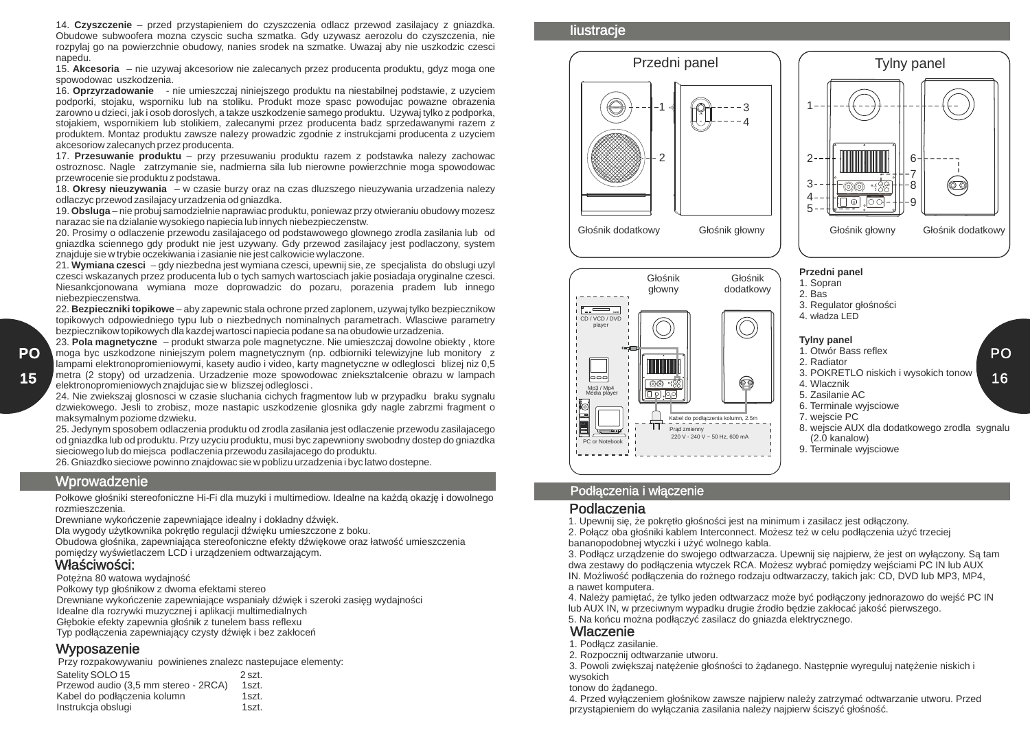14. **Czyszczenie** – przed przystapieniem do czyszczenia odlacz przewod zasilajacy z gniazdka. Obudowe subwoofera mozna czyscic sucha szmatka. Gdy uzywasz aerozolu do czyszczenia, nie rozpylaj go na powierzchnie obudowy, nanies srodek na szmatke. Uwazaj aby nie uszkodzic czesci napedu.

15. **Akcesoria** – nie uzywaj akcesoriow nie zalecanych przez producenta produktu, gdyz moga one spowodowac uszkodzenia.

16. **Oprzyrzadowanie** - nie umieszczaj niniejszego produktu na niestabilnej podstawie, z uzyciem podporki, stojaku, wsporniku lub na stoliku. Produkt moze spasc powodujac powazne obrazenia zarowno u dzieci, jak i osob doroslych, a takze uszkodzenie samego produktu. Uzywaj tylko z podporka, stojakiem, wspornikiem lub stolikiem, zalecanymi przez producenta badz sprzedawanymi razem z produktem. Montaz produktu zawsze nalezy prowadzic zgodnie z instrukcjami producenta z uzyciem akcesoriow zalecanych przez producenta.

17. **Przesuwanie produktu** – przy przesuwaniu produktu razem z podstawka nalezy zachowac ostroznosc. Nagle zatrzymanie sie, nadmierna sila lub nierowne powierzchnie moga spowodowac przewrocenie sie produktu z podstawa.

18. **Okresy nieuzywania** – w czasie burzy oraz na czas dluzszego nieuzywania urzadzenia nalezy odlaczyc przewod zasilajacy urzadzenia od gniazdka.

19. **Obsluga** – nie probuj samodzielnie naprawiac produktu, poniewaz przy otwieraniu obudowy mozesz narazac sie na dzialanie wysokiego napiecia lub innych niebezpieczenstw.

20. Prosimy o odlaczenie przewodu zasilajacego od podstawowego glownego zrodla zasilania lub od gniazdka sciennego gdy produkt nie jest uzywany. Gdy przewod zasilajacy jest podlaczony, system znajduje sie w trybie oczekiwania i zasianie nie jest calkowicie wylaczone.

21. **Wymiana czesci** – gdy niezbedna jest wymiana czesci, upewnij sie, ze specjalista do obslugi uzyl czesci wskazanych przez producenta lub o tych samych wartosciach jakie posiadaja oryginalne czesci. Niesankcjonowana wymiana moze doprowadzic do pozaru, porazenia pradem lub innego niebezpieczenstwa.

22. **Bezpieczniki topikowe** – aby zapewnic stala ochrone przed zaplonem, uzywaj tylko bezpiecznikow topikowych odpowiedniego typu lub o niezbednych nominalnych parametrach. Wlasciwe parametry bezpiecznikow topikowych dla kazdej wartosci napiecia podane sa na obudowie urzadzenia.

23. **Pola magnetyczne** – produkt stwarza pole magnetyczne. Nie umieszczaj dowolne obiekty , ktore moga byc uszkodzone niniejszym polem magnetycznym (np. odbiorniki telewizyjne lub monitory z lampami elektronopromieniowymi, kasety audio i video, karty magnetyczne w odleglosci blizej niz 0,5 metra (2 stopy) od urzadzenia. Urzadzenie moze spowodowac znieksztalcenie obrazu w lampach elektronopromieniowych znajdujac sie w blizszej odleglosci .

24. Nie zwiekszaj glosnosci w czasie sluchania cichych fragmentow lub w przypadku braku sygnalu dzwiekowego. Jesli to zrobisz, moze nastapic uszkodzenie glosnika gdy nagle zabrzmi fragment o maksymalnym poziome dzwieku.

25. Jedynym sposobem odlaczenia produktu od zrodla zasilania jest odlaczenie przewodu zasilajacego od gniazdka lub od produktu. Przy uzyciu produktu, musi byc zapewniony swobodny dostep do gniazdka sieciowego lub do miejsca podlaczenia przewodu zasilajacego do produktu.

26. Gniazdko sieciowe powinno znajdowac sie w poblizu urzadzenia i byc latwo dostepne.

## Wprowadzenie

Półkowe głośniki stereofoniczne Hi-Fi dla muzyki i multimediow. Idealne na każdą okazję i dowolnego rozmieszczenia.
Drewniane wykończenie zapewniające idealny i dokładny dźwięk.
Dla wygody użytkownika pokrętło regulacji dźwięku umieszczone z boku.
Obudowa głośnika, zapewniająca stereofoniczne efekty dźwiękowe oraz łatwość umieszczenia pomiędzy wyświetlaczem LCD i urządzeniem odtwarzającym.

### Właściwości:

Potężna 80 watowa wydajność
Połkowy typ głośnikow z dwoma efektami stereo
Drewniane wykończenie zapewniające wspaniały dźwięk i szeroki zasięg wydajności
Idealne dla rozrywki muzycznej i aplikacji multimedialnych
Głębokie efekty zapewnia głośnik z tunelem bass reflexu
Typ podłączenia zapewniający czysty dźwięk i bez zakłoceń

### Wyposazenie

Przy rozpakowywaniu powinienes znalezc nastepujace elementy:

| | |
|---|---|
| Satelity SOLO 15 | 2 szt. |
| Przewod audio (3,5 mm stereo - 2RCA) | 1szt. |
| Kabel do podłączenia kolumn | 1szt. |
| Instrukcja obslugi | 1szt. |

## Iiustracje

Przedni panel
1
2
3
4
Głośnik dodatkowy
Głośnik głowny

Tylny panel
1
2
3
4
5
6
7
8
9
Głośnik głowny
Głośnik dodatkowy

Głośnik głowny
Głośnik dodatkowy
CD / VCD / DVD player
Mp3 / Mp4 Media player
PC or Notebook
Kabel do podłączenia kolumn, 2.5m
Prąd zmienny
220 V - 240 V ~ 50 Hz, 600 mA

**Przedni panel**
1. Sopran
2. Bas
3. Regulator głośności
4. władza LED

**Tylny panel**
1. Otwór Bass reflex
2. Radiator
3. POKRETLO niskich i wysokich tonow
4. Wlacznik
5. Zasilanie AC
6. Terminale wyjsciowe
7. wejscie PC
8. wejscie AUX dla dodatkowego zrodla sygnalu (2.0 kanalow)
9. Terminale wyjsciowe

## Podłączenia i włączenie

### Podlaczenia

1. Upewnij się, że pokrętło głośności jest na minimum i zasilacz jest odłączony.
2. Połącz oba głośniki kablem Interconnect. Możesz też w celu podłączenia użyć trzeciej bananopodobnej wtyczki i użyć wolnego kabla.
3. Podłącz urządzenie do swojego odtwarzacza. Upewnij się najpierw, że jest on wyłączony. Są tam dwa zestawy do podłączenia wtyczek RCA. Możesz wybrać pomiędzy wejściami PC IN lub AUX IN. Możliwość podłączenia do rożnego rodzaju odtwarzaczy, takich jak: CD, DVD lub MP3, MP4, a nawet komputera.
4. Należy pamiętać, że tylko jeden odtwarzacz może być podłączony jednorazowo do wejść PC IN lub AUX IN, w przeciwnym wypadku drugie źrodło będzie zakłocać jakość pierwszego.
5. Na końcu można podłączyć zasilacz do gniazda elektrycznego.

### Wlaczenie

1. Podłącz zasilanie.
2. Rozpocznij odtwarzanie utworu.
3. Powoli zwiększaj natężenie głośności to żądanego. Następnie wyreguluj natężenie niskich i wysokich tonow do żądanego.
4. Przed wyłączeniem głośnikow zawsze najpierw należy zatrzymać odtwarzanie utworu. Przed przystąpieniem do wyłączania zasilania należy najpierw ściszyć głośność.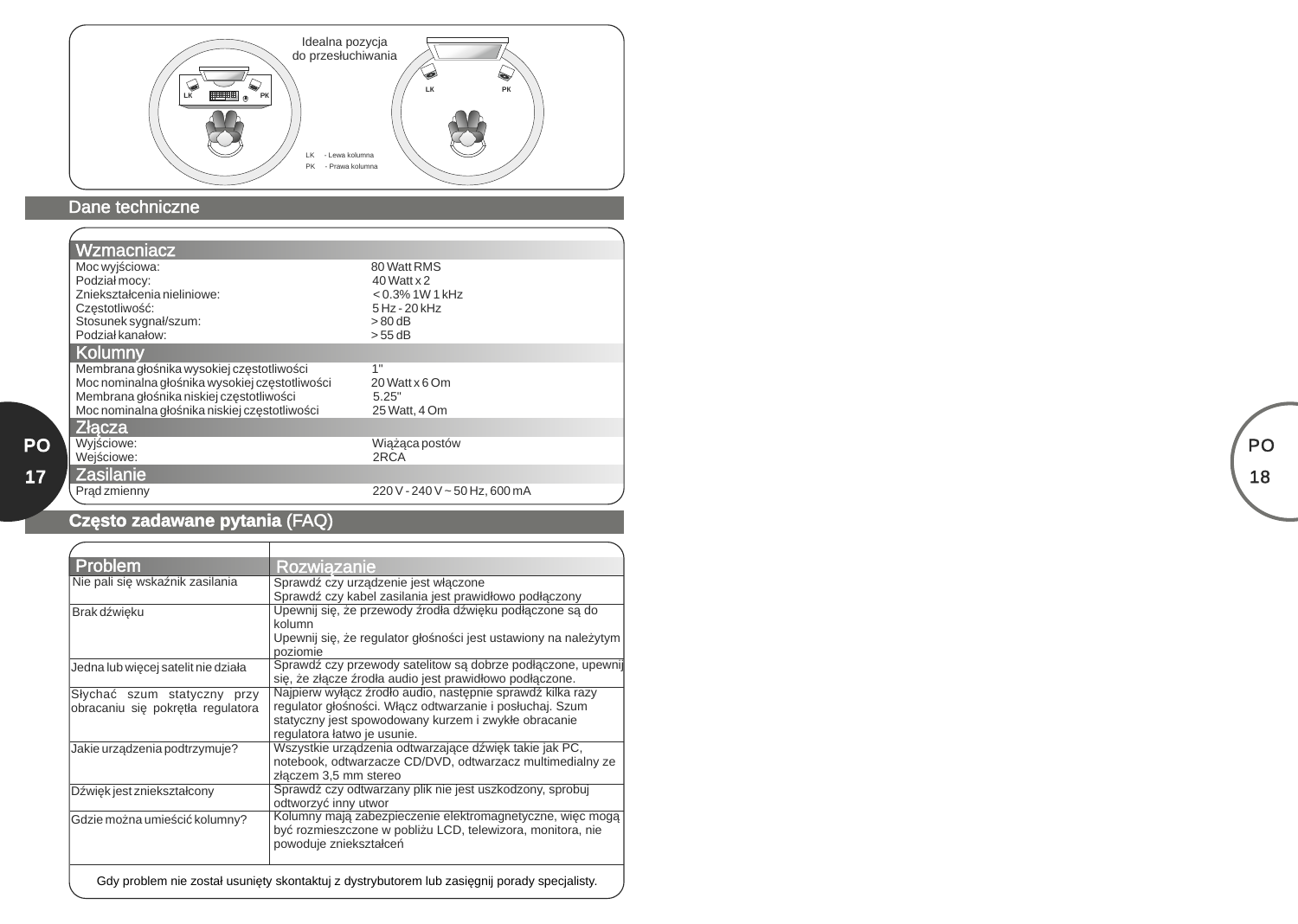Idealna pozycja do przesłuchiwania

LK - Lewa kolumna
PK - Prawa kolumna

## Dane techniczne

| | |
|---|---|
| **Wzmacniacz** | |
| Moc wyjściowa: | 80 Watt RMS |
| Podział mocy: | 40 Watt x 2 |
| Zniekształcenia nieliniowe: | < 0.3% 1W 1 kHz |
| Częstotliwość: | 5 Hz - 20 kHz |
| Stosunek sygnał/szum: | > 80 dB |
| Podział kanałów: | > 55 dB |
| **Kolumny** | |
| Membrana głośnika wysokiej częstotliwości | 1" |
| Moc nominalna głośnika wysokiej częstotliwości | 20 Watt x 6 Om |
| Membrana głośnika niskiej częstotliwości | 5.25" |
| Moc nominalna głośnika niskiej częstotliwości | 25 Watt, 4 Om |
| **Złącza** | |
| Wyjściowe: | Wiążąca postów |
| Wejściowe: | 2RCA |
| **Zasilanie** | |
| Prąd zmienny | 220 V - 240 V ~ 50 Hz, 600 mA |

## **Często zadawane pytania** (FAQ)

| Problem | Rozwiązanie |
|---|---|
| Nie pali się wskaźnik zasilania | Sprawdź czy urządzenie jest włączone<br>Sprawdź czy kabel zasilania jest prawidłowo podłączony |
| Brak dźwięku | Upewnij się, że przewody źrodła dźwięku podłączone są do kolumn<br>Upewnij się, że regulator głośności jest ustawiony na należytym poziomie |
| Jedna lub więcej satelit nie działa | Sprawdź czy przewody satelitow są dobrze podłączone, upewnij się, że złącze źrodła audio jest prawidłowo podłączone. |
| Słychać szum statyczny przy obracaniu się pokrętła regulatora | Najpierw wyłącz źrodło audio, następnie sprawdź kilka razy regulator głośności. Włącz odtwarzanie i posłuchaj. Szum statyczny jest spowodowany kurzem i zwykłe obracanie regulatora łatwo je usunie. |
| Jakie urządzenia podtrzymuje? | Wszystkie urządzenia odtwarzające dźwięk takie jak PC, notebook, odtwarzacze CD/DVD, odtwarzacz multimedialny ze złączem 3,5 mm stereo |
| Dźwięk jest zniekształcony | Sprawdź czy odtwarzany plik nie jest uszkodzony, sprobuj odtworzyć inny utwor |
| Gdzie można umieścić kolumny? | Kolumny mają zabezpieczenie elektromagnetyczne, więc mogą być rozmieszczone w pobliżu LCD, telewizora, monitora, nie powoduje zniekształceń |

Gdy problem nie został usunięty skontaktuj z dystrybutorem lub zasięgnij porady specjalisty.